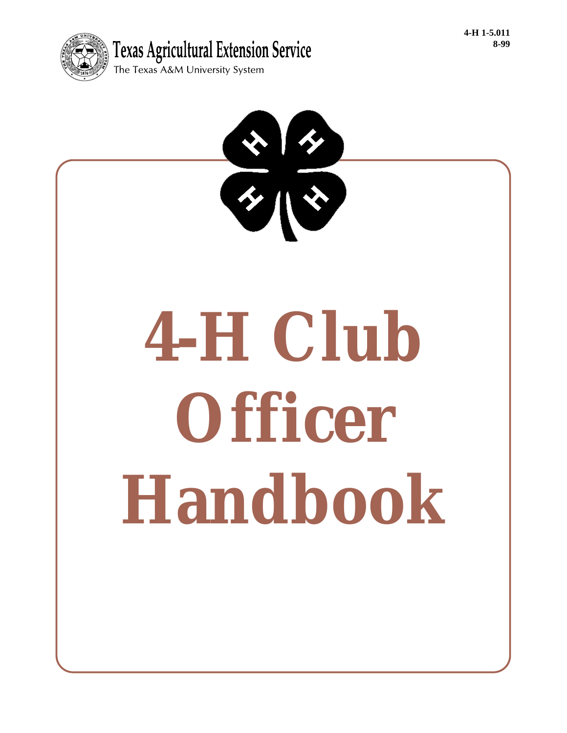4-H 1-5.011
8-99

Texas Agricultural Extension Service
The Texas A&M University System

# 4-H Club Officer Handbook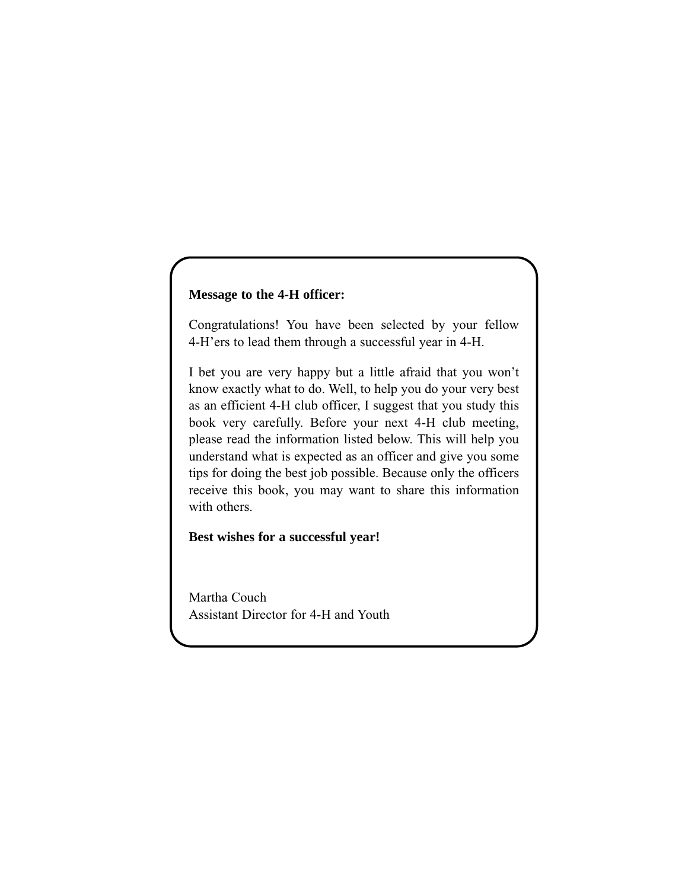**Message to the 4-H officer:**

Congratulations! You have been selected by your fellow 4-H'ers to lead them through a successful year in 4-H.

I bet you are very happy but a little afraid that you won't know exactly what to do. Well, to help you do your very best as an efficient 4-H club officer, I suggest that you study this book very carefully. Before your next 4-H club meeting, please read the information listed below. This will help you understand what is expected as an officer and give you some tips for doing the best job possible. Because only the officers receive this book, you may want to share this information with others.

**Best wishes for a successful year!**

Martha Couch
Assistant Director for 4-H and Youth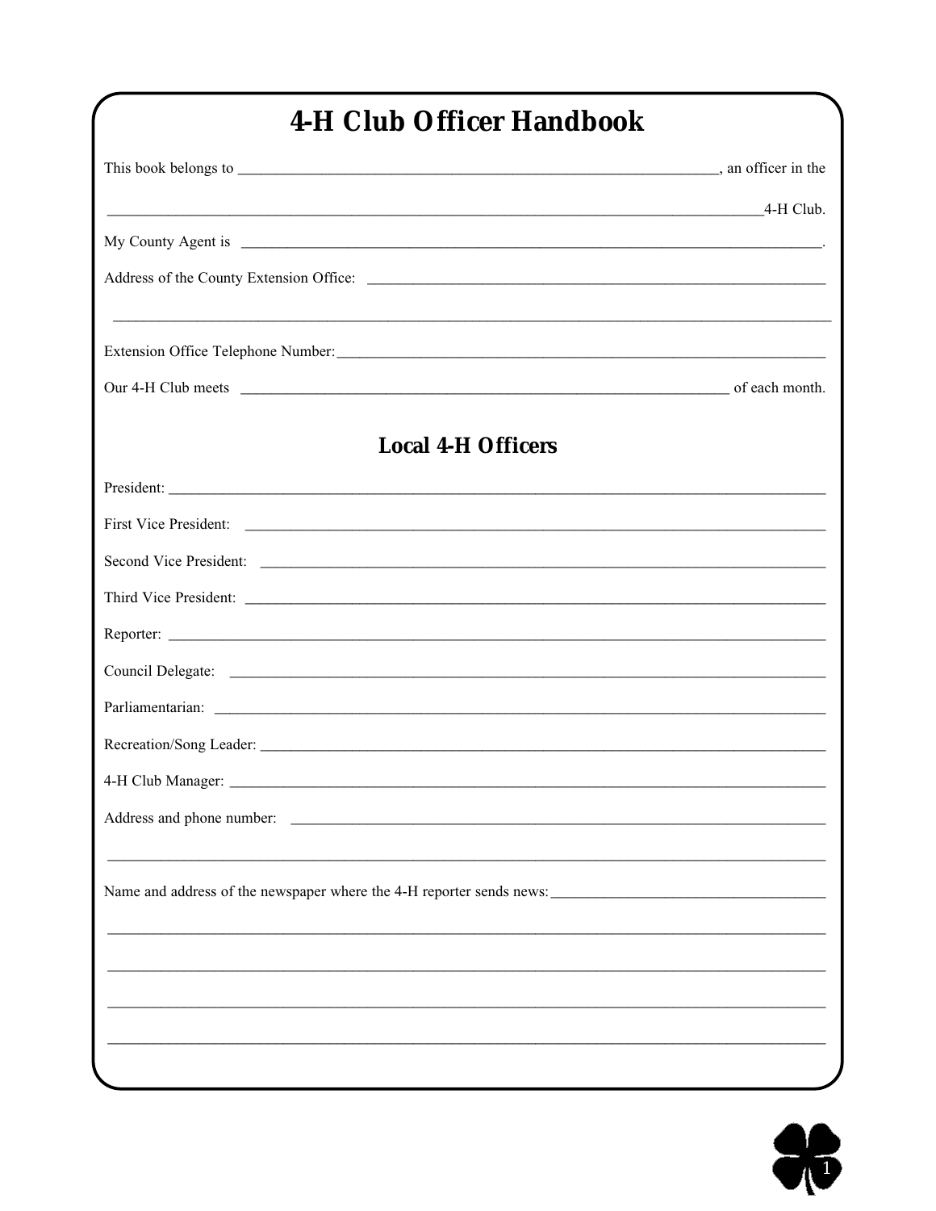# 4-H Club Officer Handbook

This book belongs to ________________________________________________, an officer in the

________________________________________________________________________4-H Club.

My County Agent is ________________________________________________________________.

Address of the County Extension Office: ________________________________________________

______________________________________________________________________________

Extension Office Telephone Number: ____________________________________________________

Our 4-H Club meets ___________________________________________________ of each month.

## Local 4-H Officers

President: ____________________________________________________________________

First Vice President: ____________________________________________________________

Second Vice President: __________________________________________________________

Third Vice President: ____________________________________________________________

Reporter: _____________________________________________________________________

Council Delegate: _______________________________________________________________

Parliamentarian: ________________________________________________________________

Recreation/Song Leader: __________________________________________________________

4-H Club Manager: _______________________________________________________________

Address and phone number: ________________________________________________________

______________________________________________________________________________

Name and address of the newspaper where the 4-H reporter sends news: _______________________

______________________________________________________________________________

______________________________________________________________________________

______________________________________________________________________________

______________________________________________________________________________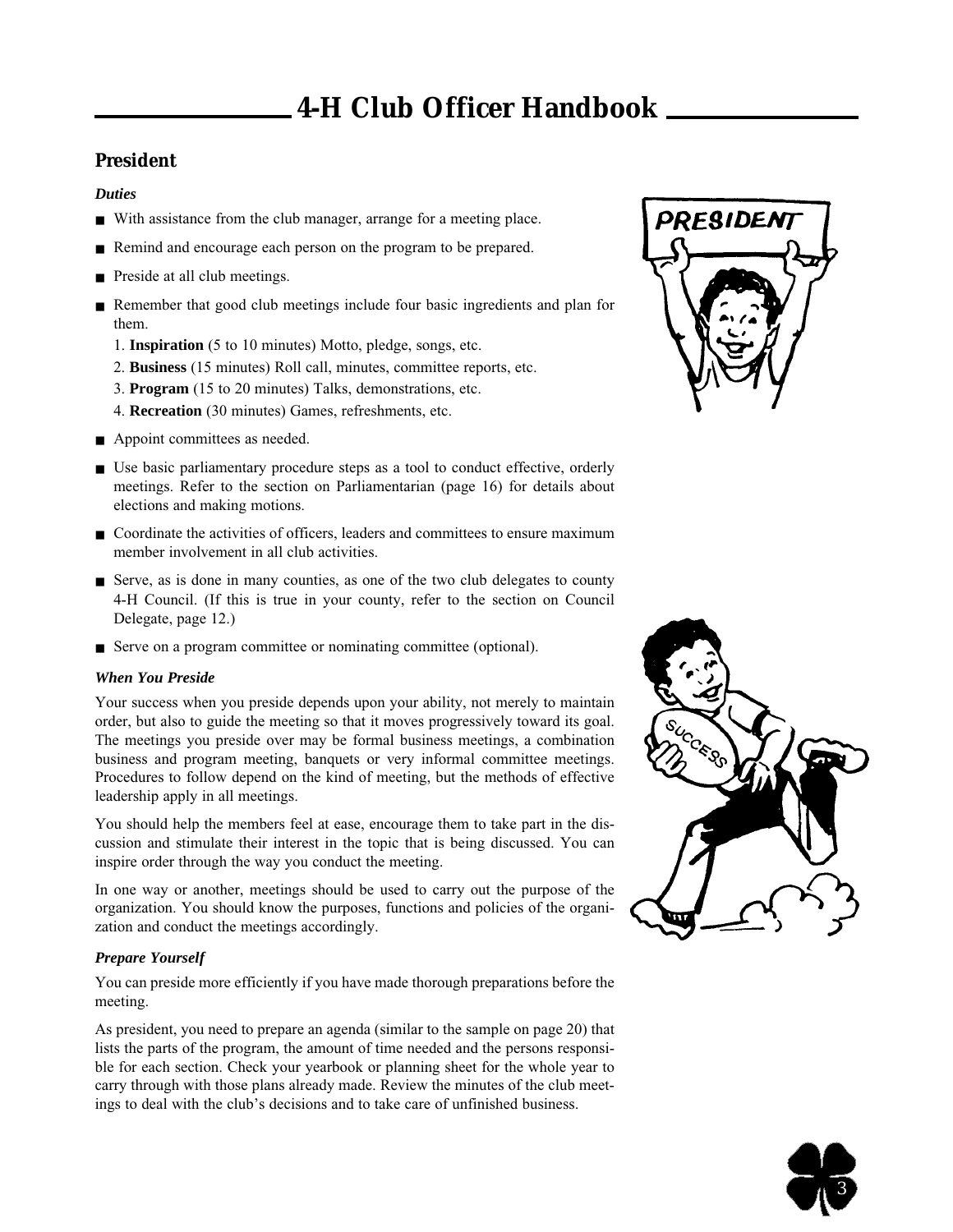## President

### *Duties*

- With assistance from the club manager, arrange for a meeting place.
- Remind and encourage each person on the program to be prepared.
- Preside at all club meetings.
- Remember that good club meetings include four basic ingredients and plan for them.
  1. **Inspiration** (5 to 10 minutes) Motto, pledge, songs, etc.
  2. **Business** (15 minutes) Roll call, minutes, committee reports, etc.
  3. **Program** (15 to 20 minutes) Talks, demonstrations, etc.
  4. **Recreation** (30 minutes) Games, refreshments, etc.
- Appoint committees as needed.
- Use basic parliamentary procedure steps as a tool to conduct effective, orderly meetings. Refer to the section on Parliamentarian (page 16) for details about elections and making motions.
- Coordinate the activities of officers, leaders and committees to ensure maximum member involvement in all club activities.
- Serve, as is done in many counties, as one of the two club delegates to county 4-H Council. (If this is true in your county, refer to the section on Council Delegate, page 12.)
- Serve on a program committee or nominating committee (optional).

### *When You Preside*

Your success when you preside depends upon your ability, not merely to maintain order, but also to guide the meeting so that it moves progressively toward its goal. The meetings you preside over may be formal business meetings, a combination business and program meeting, banquets or very informal committee meetings. Procedures to follow depend on the kind of meeting, but the methods of effective leadership apply in all meetings.

You should help the members feel at ease, encourage them to take part in the discussion and stimulate their interest in the topic that is being discussed. You can inspire order through the way you conduct the meeting.

In one way or another, meetings should be used to carry out the purpose of the organization. You should know the purposes, functions and policies of the organization and conduct the meetings accordingly.

### *Prepare Yourself*

You can preside more efficiently if you have made thorough preparations before the meeting.

As president, you need to prepare an agenda (similar to the sample on page 20) that lists the parts of the program, the amount of time needed and the persons responsible for each section. Check your yearbook or planning sheet for the whole year to carry through with those plans already made. Review the minutes of the club meetings to deal with the club's decisions and to take care of unfinished business.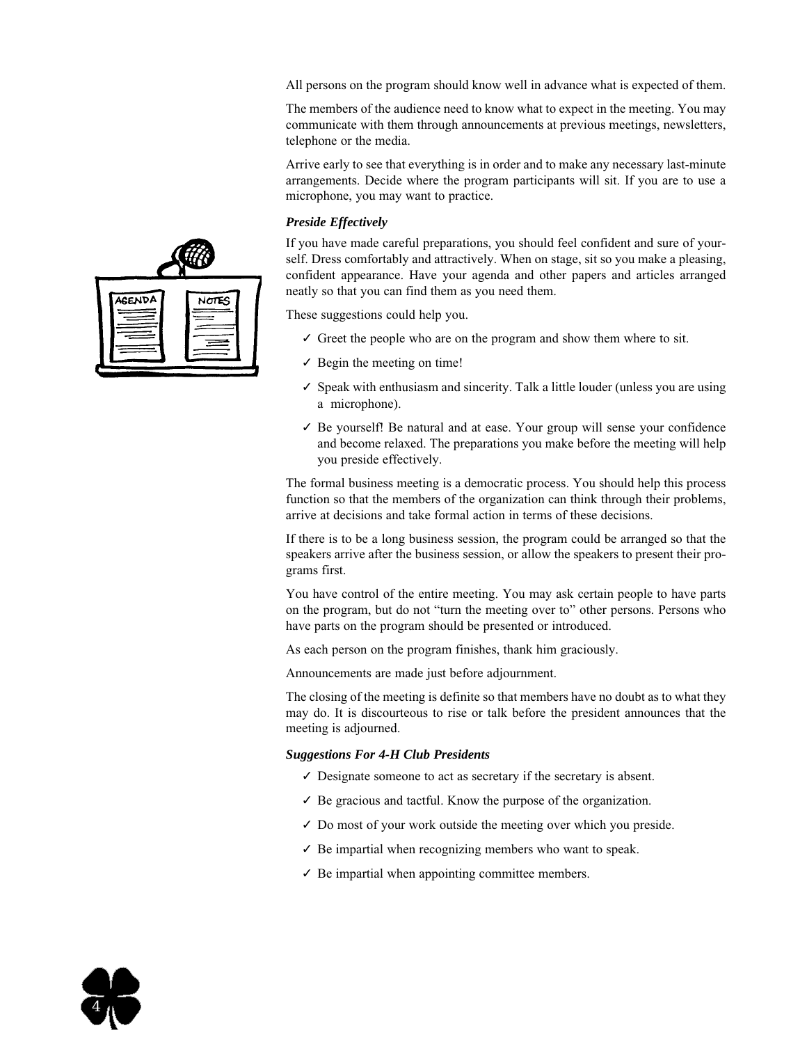All persons on the program should know well in advance what is expected of them.

The members of the audience need to know what to expect in the meeting. You may communicate with them through announcements at previous meetings, newsletters, telephone or the media.

Arrive early to see that everything is in order and to make any necessary last-minute arrangements. Decide where the program participants will sit. If you are to use a microphone, you may want to practice.

***Preside Effectively***

If you have made careful preparations, you should feel confident and sure of yourself. Dress comfortably and attractively. When on stage, sit so you make a pleasing, confident appearance. Have your agenda and other papers and articles arranged neatly so that you can find them as you need them.

These suggestions could help you.

- ✓ Greet the people who are on the program and show them where to sit.
- ✓ Begin the meeting on time!
- ✓ Speak with enthusiasm and sincerity. Talk a little louder (unless you are using a microphone).
- ✓ Be yourself! Be natural and at ease. Your group will sense your confidence and become relaxed. The preparations you make before the meeting will help you preside effectively.

The formal business meeting is a democratic process. You should help this process function so that the members of the organization can think through their problems, arrive at decisions and take formal action in terms of these decisions.

If there is to be a long business session, the program could be arranged so that the speakers arrive after the business session, or allow the speakers to present their programs first.

You have control of the entire meeting. You may ask certain people to have parts on the program, but do not "turn the meeting over to" other persons. Persons who have parts on the program should be presented or introduced.

As each person on the program finishes, thank him graciously.

Announcements are made just before adjournment.

The closing of the meeting is definite so that members have no doubt as to what they may do. It is discourteous to rise or talk before the president announces that the meeting is adjourned.

***Suggestions For 4-H Club Presidents***

- ✓ Designate someone to act as secretary if the secretary is absent.
- ✓ Be gracious and tactful. Know the purpose of the organization.
- ✓ Do most of your work outside the meeting over which you preside.
- ✓ Be impartial when recognizing members who want to speak.
- ✓ Be impartial when appointing committee members.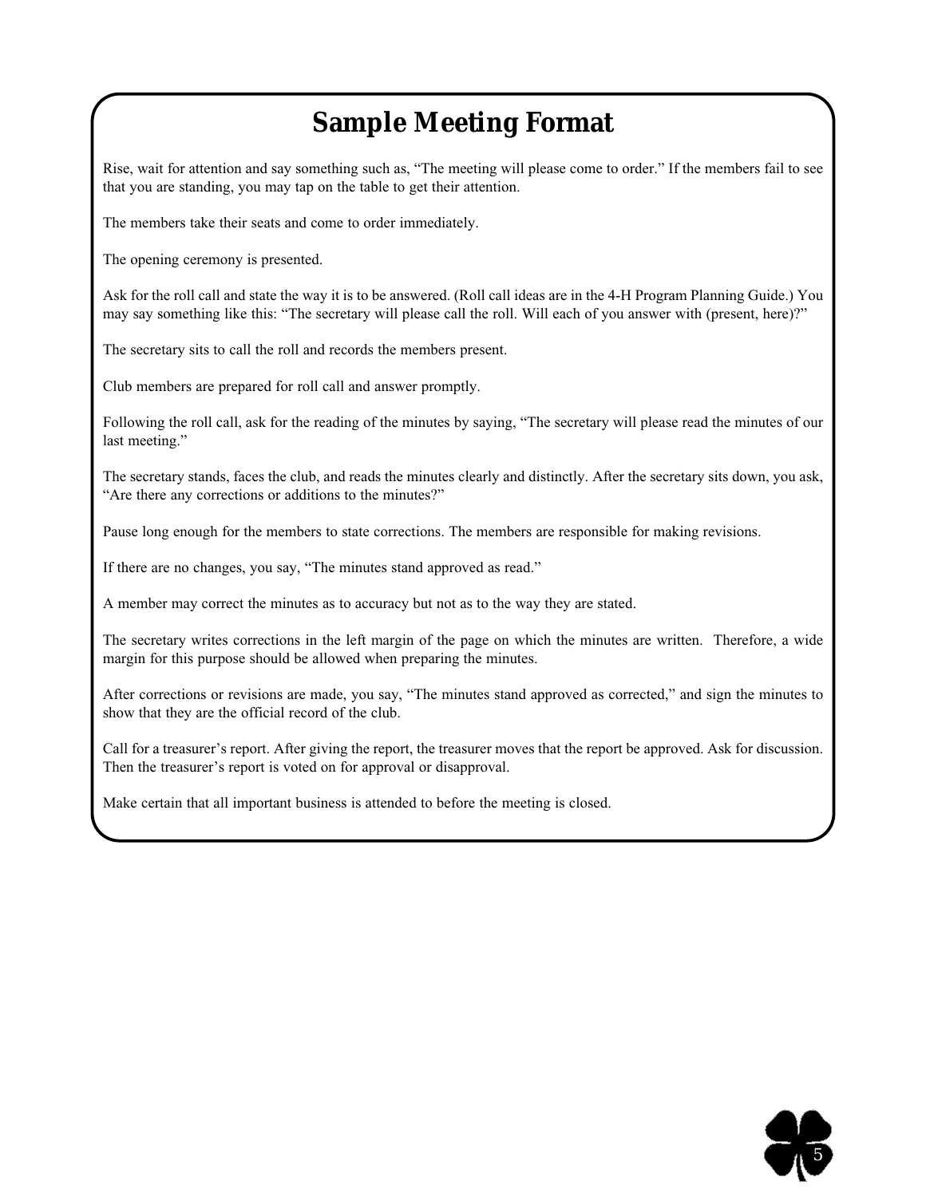# Sample Meeting Format

Rise, wait for attention and say something such as, "The meeting will please come to order." If the members fail to see that you are standing, you may tap on the table to get their attention.

The members take their seats and come to order immediately.

The opening ceremony is presented.

Ask for the roll call and state the way it is to be answered. (Roll call ideas are in the 4-H Program Planning Guide.) You may say something like this: "The secretary will please call the roll. Will each of you answer with (present, here)?"

The secretary sits to call the roll and records the members present.

Club members are prepared for roll call and answer promptly.

Following the roll call, ask for the reading of the minutes by saying, "The secretary will please read the minutes of our last meeting."

The secretary stands, faces the club, and reads the minutes clearly and distinctly. After the secretary sits down, you ask, "Are there any corrections or additions to the minutes?"

Pause long enough for the members to state corrections. The members are responsible for making revisions.

If there are no changes, you say, "The minutes stand approved as read."

A member may correct the minutes as to accuracy but not as to the way they are stated.

The secretary writes corrections in the left margin of the page on which the minutes are written. Therefore, a wide margin for this purpose should be allowed when preparing the minutes.

After corrections or revisions are made, you say, "The minutes stand approved as corrected," and sign the minutes to show that they are the official record of the club.

Call for a treasurer's report. After giving the report, the treasurer moves that the report be approved. Ask for discussion. Then the treasurer's report is voted on for approval or disapproval.

Make certain that all important business is attended to before the meeting is closed.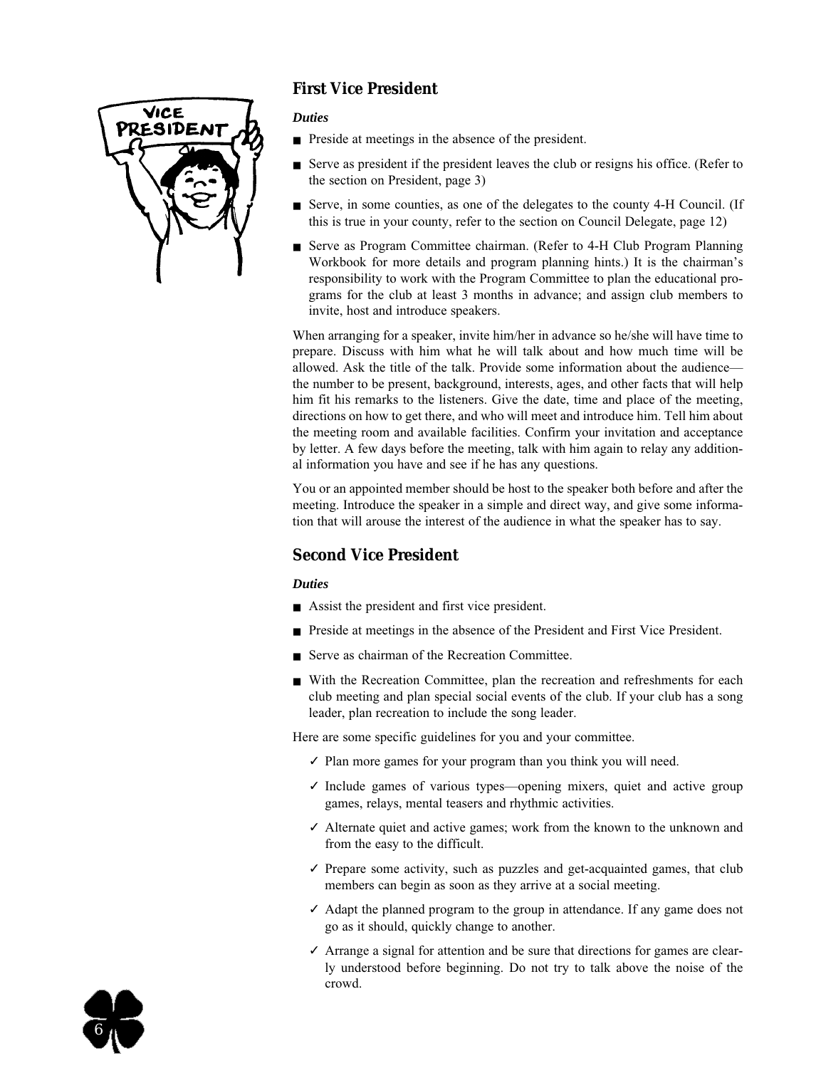## First Vice President

### *Duties*

- Preside at meetings in the absence of the president.
- Serve as president if the president leaves the club or resigns his office. (Refer to the section on President, page 3)
- Serve, in some counties, as one of the delegates to the county 4-H Council. (If this is true in your county, refer to the section on Council Delegate, page 12)
- Serve as Program Committee chairman. (Refer to 4-H Club Program Planning Workbook for more details and program planning hints.) It is the chairman's responsibility to work with the Program Committee to plan the educational programs for the club at least 3 months in advance; and assign club members to invite, host and introduce speakers.

When arranging for a speaker, invite him/her in advance so he/she will have time to prepare. Discuss with him what he will talk about and how much time will be allowed. Ask the title of the talk. Provide some information about the audience—the number to be present, background, interests, ages, and other facts that will help him fit his remarks to the listeners. Give the date, time and place of the meeting, directions on how to get there, and who will meet and introduce him. Tell him about the meeting room and available facilities. Confirm your invitation and acceptance by letter. A few days before the meeting, talk with him again to relay any additional information you have and see if he has any questions.

You or an appointed member should be host to the speaker both before and after the meeting. Introduce the speaker in a simple and direct way, and give some information that will arouse the interest of the audience in what the speaker has to say.

## Second Vice President

### *Duties*

- Assist the president and first vice president.
- Preside at meetings in the absence of the President and First Vice President.
- Serve as chairman of the Recreation Committee.
- With the Recreation Committee, plan the recreation and refreshments for each club meeting and plan special social events of the club. If your club has a song leader, plan recreation to include the song leader.

Here are some specific guidelines for you and your committee.

- ✓ Plan more games for your program than you think you will need.
- ✓ Include games of various types—opening mixers, quiet and active group games, relays, mental teasers and rhythmic activities.
- ✓ Alternate quiet and active games; work from the known to the unknown and from the easy to the difficult.
- ✓ Prepare some activity, such as puzzles and get-acquainted games, that club members can begin as soon as they arrive at a social meeting.
- ✓ Adapt the planned program to the group in attendance. If any game does not go as it should, quickly change to another.
- ✓ Arrange a signal for attention and be sure that directions for games are clearly understood before beginning. Do not try to talk above the noise of the crowd.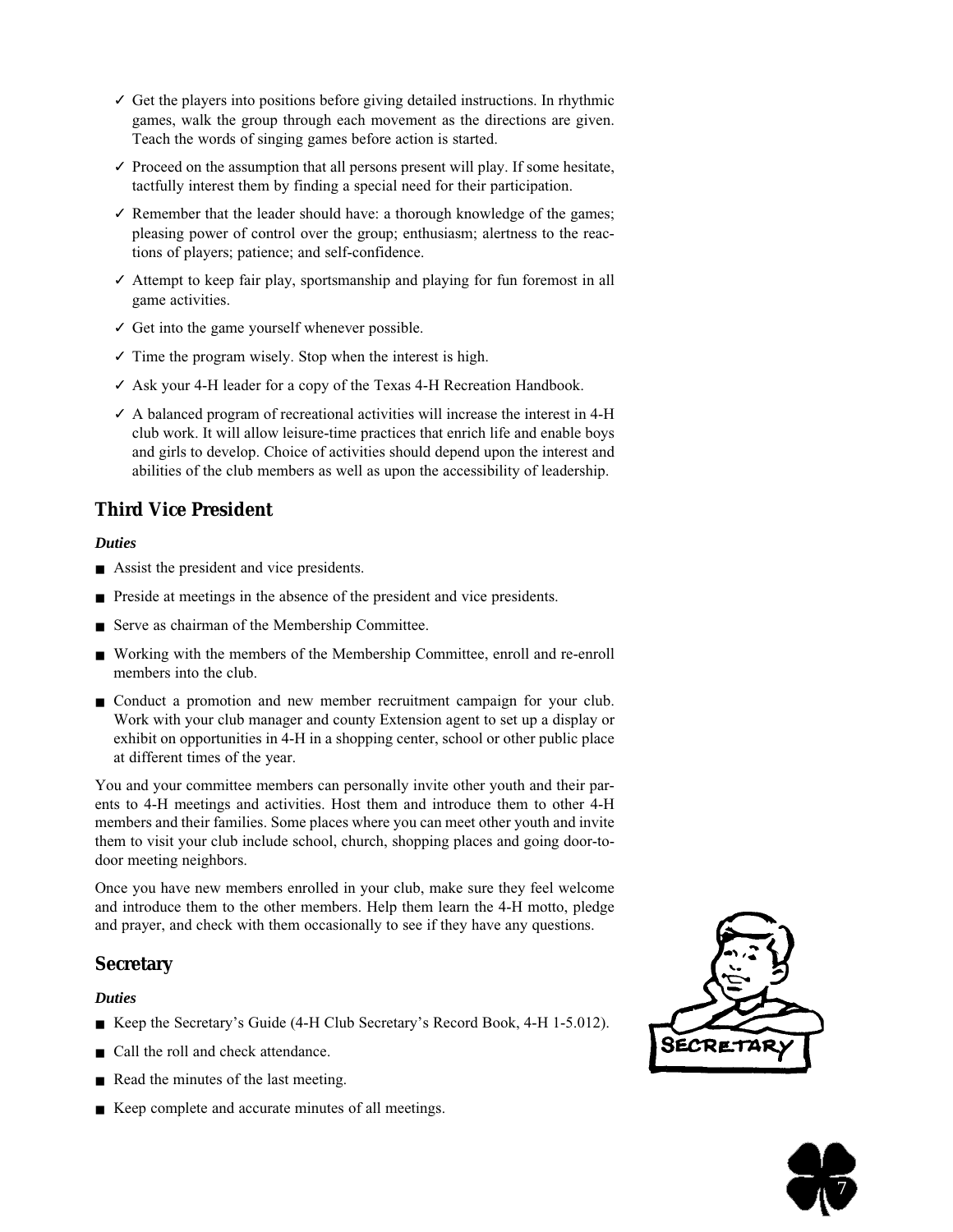- ✓ Get the players into positions before giving detailed instructions. In rhythmic games, walk the group through each movement as the directions are given. Teach the words of singing games before action is started.
- ✓ Proceed on the assumption that all persons present will play. If some hesitate, tactfully interest them by finding a special need for their participation.
- ✓ Remember that the leader should have: a thorough knowledge of the games; pleasing power of control over the group; enthusiasm; alertness to the reactions of players; patience; and self-confidence.
- ✓ Attempt to keep fair play, sportsmanship and playing for fun foremost in all game activities.
- ✓ Get into the game yourself whenever possible.
- ✓ Time the program wisely. Stop when the interest is high.
- ✓ Ask your 4-H leader for a copy of the Texas 4-H Recreation Handbook.
- ✓ A balanced program of recreational activities will increase the interest in 4-H club work. It will allow leisure-time practices that enrich life and enable boys and girls to develop. Choice of activities should depend upon the interest and abilities of the club members as well as upon the accessibility of leadership.

## Third Vice President

***Duties***

- Assist the president and vice presidents.
- Preside at meetings in the absence of the president and vice presidents.
- Serve as chairman of the Membership Committee.
- Working with the members of the Membership Committee, enroll and re-enroll members into the club.
- Conduct a promotion and new member recruitment campaign for your club. Work with your club manager and county Extension agent to set up a display or exhibit on opportunities in 4-H in a shopping center, school or other public place at different times of the year.

You and your committee members can personally invite other youth and their parents to 4-H meetings and activities. Host them and introduce them to other 4-H members and their families. Some places where you can meet other youth and invite them to visit your club include school, church, shopping places and going door-to-door meeting neighbors.

Once you have new members enrolled in your club, make sure they feel welcome and introduce them to the other members. Help them learn the 4-H motto, pledge and prayer, and check with them occasionally to see if they have any questions.

## Secretary

***Duties***

- Keep the Secretary's Guide (4-H Club Secretary's Record Book, 4-H 1-5.012).
- Call the roll and check attendance.
- Read the minutes of the last meeting.
- Keep complete and accurate minutes of all meetings.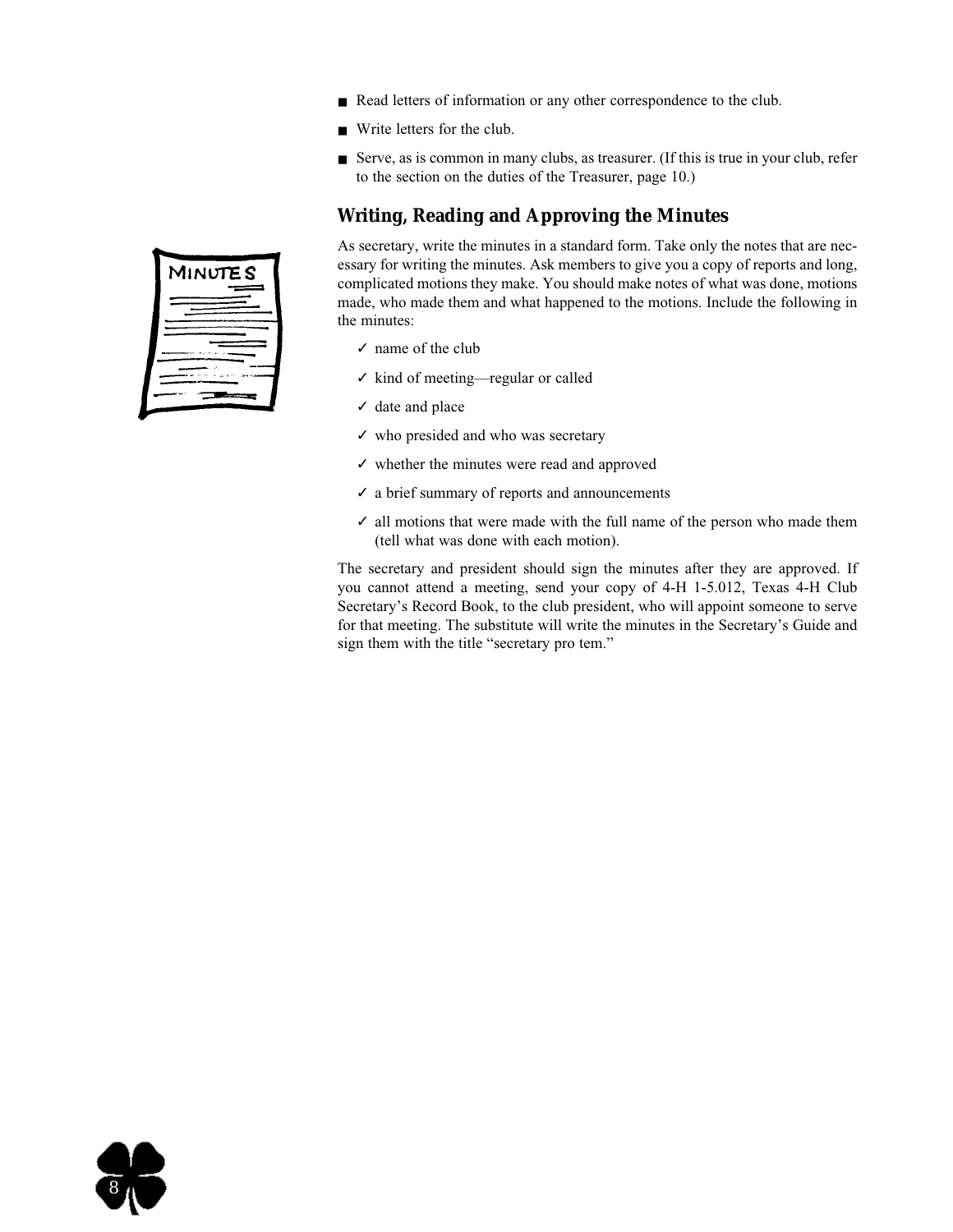- Read letters of information or any other correspondence to the club.
- Write letters for the club.
- Serve, as is common in many clubs, as treasurer. (If this is true in your club, refer to the section on the duties of the Treasurer, page 10.)

### Writing, Reading and Approving the Minutes

As secretary, write the minutes in a standard form. Take only the notes that are necessary for writing the minutes. Ask members to give you a copy of reports and long, complicated motions they make. You should make notes of what was done, motions made, who made them and what happened to the motions. Include the following in the minutes:

- ✓ name of the club
- ✓ kind of meeting—regular or called
- ✓ date and place
- ✓ who presided and who was secretary
- ✓ whether the minutes were read and approved
- ✓ a brief summary of reports and announcements
- ✓ all motions that were made with the full name of the person who made them (tell what was done with each motion).

The secretary and president should sign the minutes after they are approved. If you cannot attend a meeting, send your copy of 4-H 1-5.012, Texas 4-H Club Secretary's Record Book, to the club president, who will appoint someone to serve for that meeting. The substitute will write the minutes in the Secretary's Guide and sign them with the title "secretary pro tem."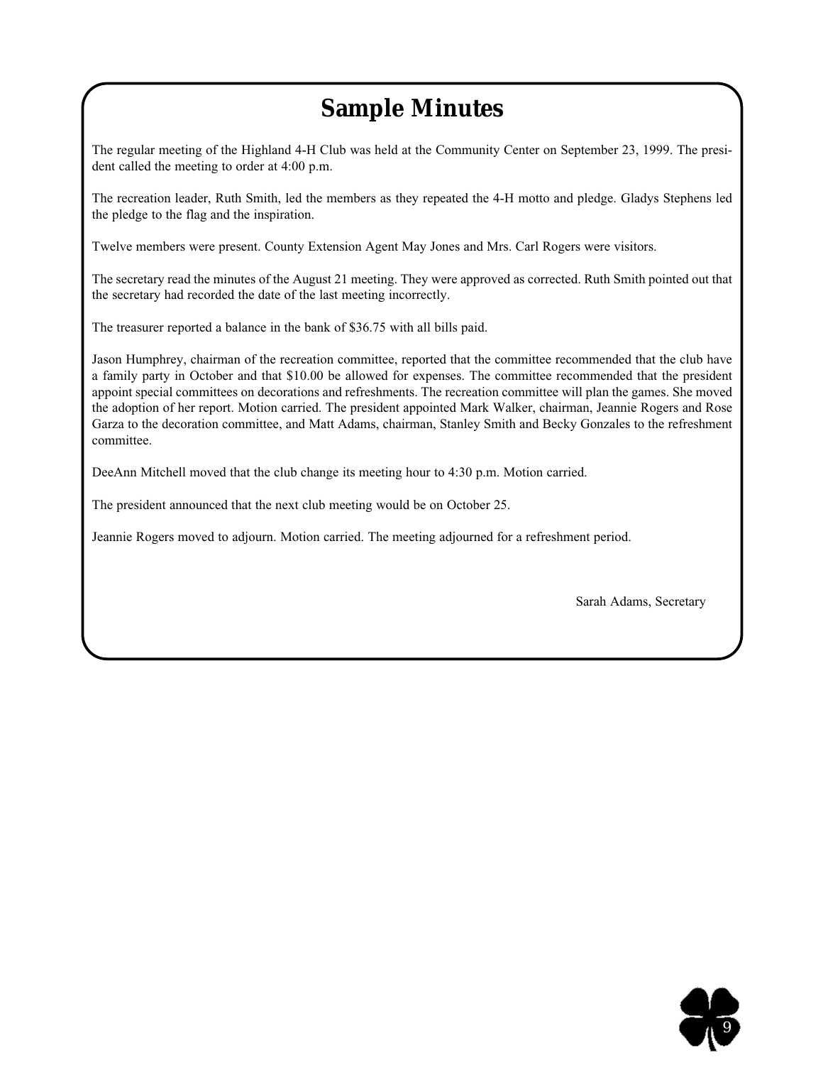# Sample Minutes

The regular meeting of the Highland 4-H Club was held at the Community Center on September 23, 1999. The president called the meeting to order at 4:00 p.m.

The recreation leader, Ruth Smith, led the members as they repeated the 4-H motto and pledge. Gladys Stephens led the pledge to the flag and the inspiration.

Twelve members were present. County Extension Agent May Jones and Mrs. Carl Rogers were visitors.

The secretary read the minutes of the August 21 meeting. They were approved as corrected. Ruth Smith pointed out that the secretary had recorded the date of the last meeting incorrectly.

The treasurer reported a balance in the bank of $36.75 with all bills paid.

Jason Humphrey, chairman of the recreation committee, reported that the committee recommended that the club have a family party in October and that $10.00 be allowed for expenses. The committee recommended that the president appoint special committees on decorations and refreshments. The recreation committee will plan the games. She moved the adoption of her report. Motion carried. The president appointed Mark Walker, chairman, Jeannie Rogers and Rose Garza to the decoration committee, and Matt Adams, chairman, Stanley Smith and Becky Gonzales to the refreshment committee.

DeeAnn Mitchell moved that the club change its meeting hour to 4:30 p.m. Motion carried.

The president announced that the next club meeting would be on October 25.

Jeannie Rogers moved to adjourn. Motion carried. The meeting adjourned for a refreshment period.

Sarah Adams, Secretary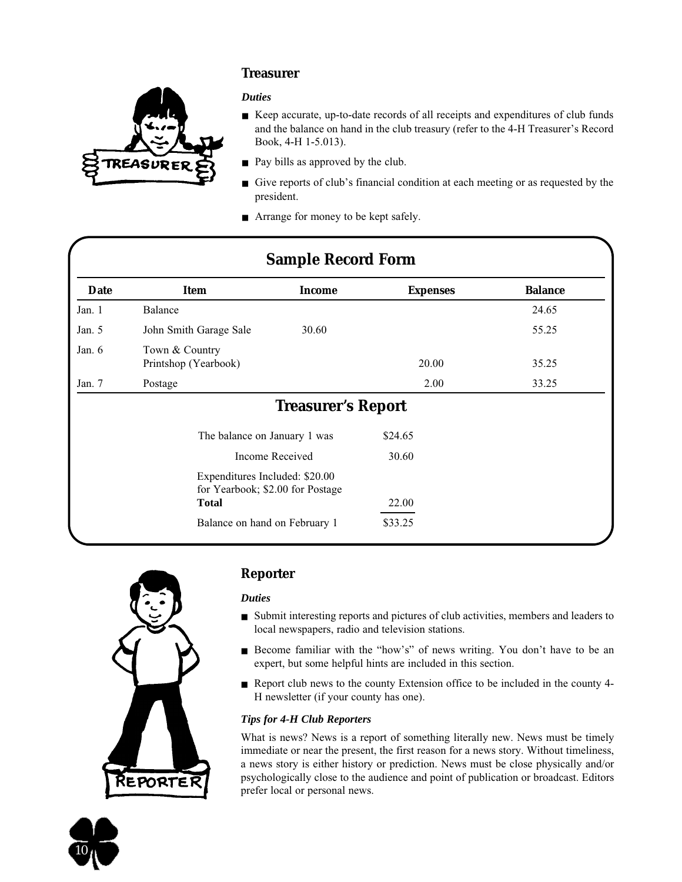### Treasurer

***Duties***

- Keep accurate, up-to-date records of all receipts and expenditures of club funds and the balance on hand in the club treasury (refer to the 4-H Treasurer's Record Book, 4-H 1-5.013).
- Pay bills as approved by the club.
- Give reports of club's financial condition at each meeting or as requested by the president.
- Arrange for money to be kept safely.

## Sample Record Form

| Date | Item | Income | Expenses | Balance |
|---|---|---|---|---|
| Jan. 1 | Balance | | | 24.65 |
| Jan. 5 | John Smith Garage Sale | 30.60 | | 55.25 |
| Jan. 6 | Town & Country Printshop (Yearbook) | | 20.00 | 35.25 |
| Jan. 7 | Postage | | 2.00 | 33.25 |

## Treasurer's Report

| | |
|---|---|
| The balance on January 1 was | $24.65 |
| Income Received | 30.60 |
| Expenditures Included: $20.00 for Yearbook; $2.00 for Postage **Total** | 22.00 |
| Balance on hand on February 1 | $33.25 |

### Reporter

***Duties***

- Submit interesting reports and pictures of club activities, members and leaders to local newspapers, radio and television stations.
- Become familiar with the "how's" of news writing. You don't have to be an expert, but some helpful hints are included in this section.
- Report club news to the county Extension office to be included in the county 4-H newsletter (if your county has one).

***Tips for 4-H Club Reporters***

What is news? News is a report of something literally new. News must be timely immediate or near the present, the first reason for a news story. Without timeliness, a news story is either history or prediction. News must be close physically and/or psychologically close to the audience and point of publication or broadcast. Editors prefer local or personal news.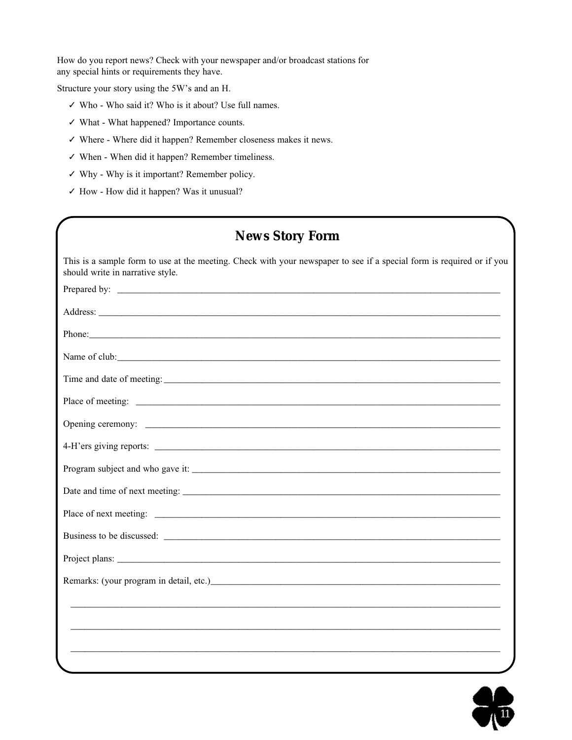How do you report news? Check with your newspaper and/or broadcast stations for any special hints or requirements they have.

Structure your story using the 5W's and an H.

- ✓ Who - Who said it? Who is it about? Use full names.
- ✓ What - What happened? Importance counts.
- ✓ Where - Where did it happen? Remember closeness makes it news.
- ✓ When - When did it happen? Remember timeliness.
- ✓ Why - Why is it important? Remember policy.
- ✓ How - How did it happen? Was it unusual?

## News Story Form

This is a sample form to use at the meeting. Check with your newspaper to see if a special form is required or if you should write in narrative style.

Prepared by: ______________________________

Address: ______________________________

Phone: ______________________________

Name of club: ______________________________

Time and date of meeting: ______________________________

Place of meeting: ______________________________

Opening ceremony: ______________________________

4-H'ers giving reports: ______________________________

Program subject and who gave it: ______________________________

Date and time of next meeting: ______________________________

Place of next meeting: ______________________________

Business to be discussed: ______________________________

Project plans: ______________________________

Remarks: (your program in detail, etc.) ______________________________

______________________________

______________________________

______________________________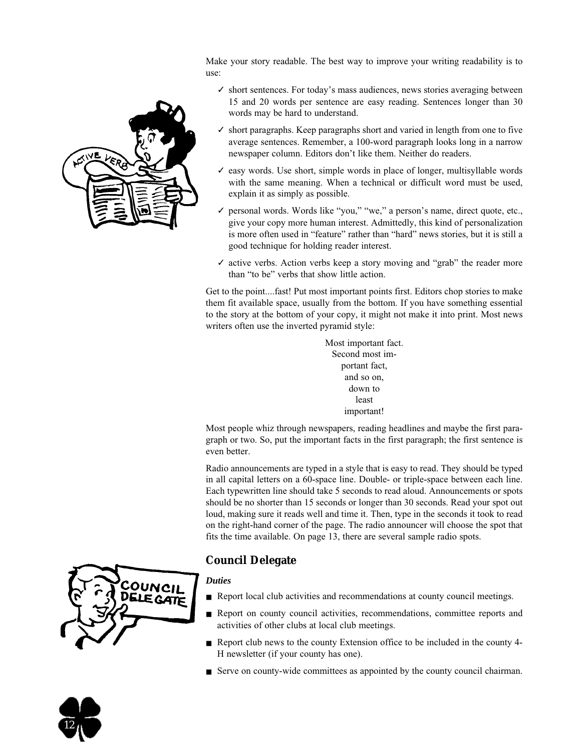Make your story readable. The best way to improve your writing readability is to use:

- ✓ short sentences. For today's mass audiences, news stories averaging between 15 and 20 words per sentence are easy reading. Sentences longer than 30 words may be hard to understand.
- ✓ short paragraphs. Keep paragraphs short and varied in length from one to five average sentences. Remember, a 100-word paragraph looks long in a narrow newspaper column. Editors don't like them. Neither do readers.
- ✓ easy words. Use short, simple words in place of longer, multisyllable words with the same meaning. When a technical or difficult word must be used, explain it as simply as possible.
- ✓ personal words. Words like "you," "we," a person's name, direct quote, etc., give your copy more human interest. Admittedly, this kind of personalization is more often used in "feature" rather than "hard" news stories, but it is still a good technique for holding reader interest.
- ✓ active verbs. Action verbs keep a story moving and "grab" the reader more than "to be" verbs that show little action.

Get to the point....fast! Put most important points first. Editors chop stories to make them fit available space, usually from the bottom. If you have something essential to the story at the bottom of your copy, it might not make it into print. Most news writers often use the inverted pyramid style:

Most important fact.
Second most important fact,
and so on,
down to
least
important!

Most people whiz through newspapers, reading headlines and maybe the first paragraph or two. So, put the important facts in the first paragraph; the first sentence is even better.

Radio announcements are typed in a style that is easy to read. They should be typed in all capital letters on a 60-space line. Double- or triple-space between each line. Each typewritten line should take 5 seconds to read aloud. Announcements or spots should be no shorter than 15 seconds or longer than 30 seconds. Read your spot out loud, making sure it reads well and time it. Then, type in the seconds it took to read on the right-hand corner of the page. The radio announcer will choose the spot that fits the time available. On page 13, there are several sample radio spots.

## Council Delegate

***Duties***

- Report local club activities and recommendations at county council meetings.
- Report on county council activities, recommendations, committee reports and activities of other clubs at local club meetings.
- Report club news to the county Extension office to be included in the county 4-H newsletter (if your county has one).
- Serve on county-wide committees as appointed by the county council chairman.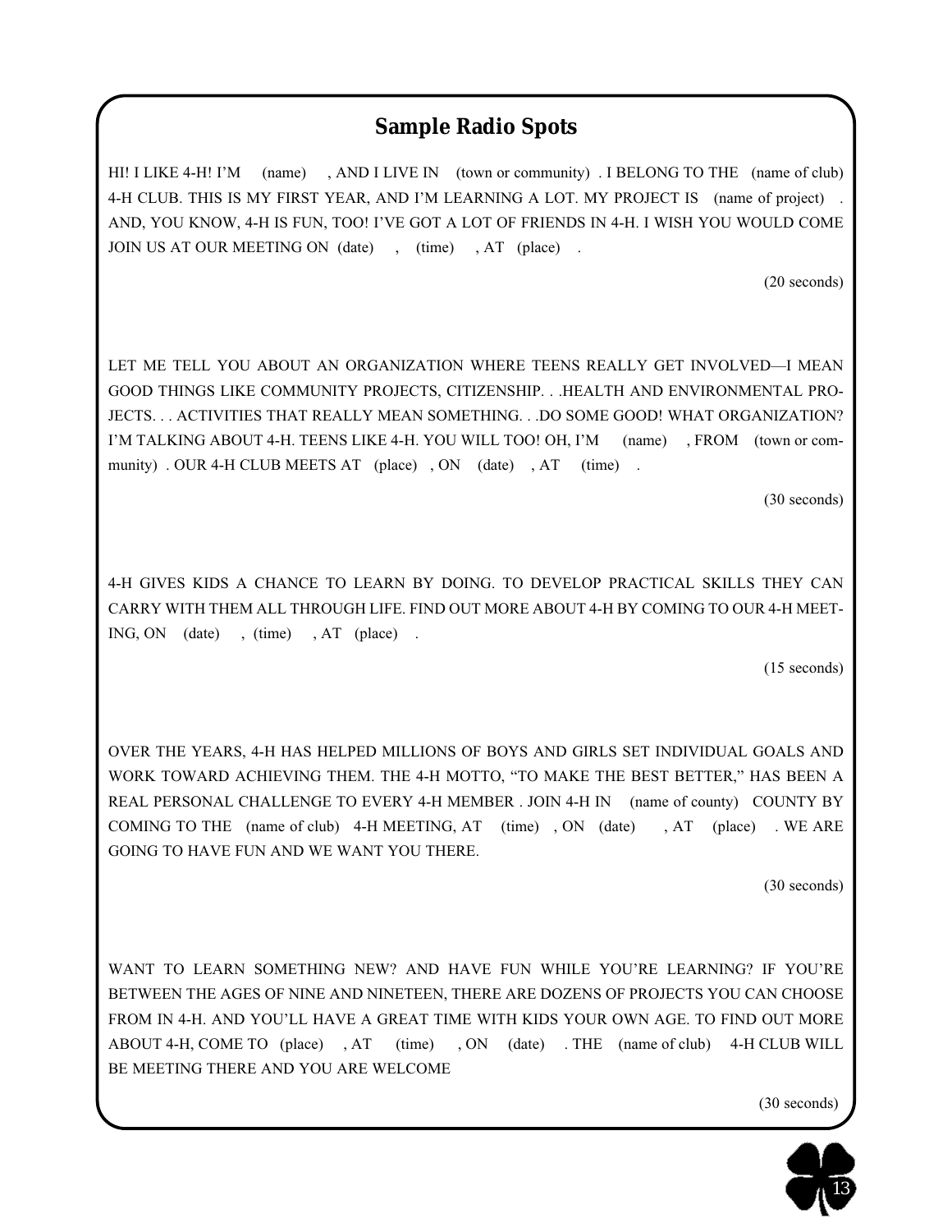## Sample Radio Spots

HI! I LIKE 4-H! I'M (name) , AND I LIVE IN (town or community) . I BELONG TO THE (name of club) 4-H CLUB. THIS IS MY FIRST YEAR, AND I'M LEARNING A LOT. MY PROJECT IS (name of project) . AND, YOU KNOW, 4-H IS FUN, TOO! I'VE GOT A LOT OF FRIENDS IN 4-H. I WISH YOU WOULD COME JOIN US AT OUR MEETING ON (date) , (time) , AT (place) .

(20 seconds)

LET ME TELL YOU ABOUT AN ORGANIZATION WHERE TEENS REALLY GET INVOLVED—I MEAN GOOD THINGS LIKE COMMUNITY PROJECTS, CITIZENSHIP. . .HEALTH AND ENVIRONMENTAL PROJECTS. . . ACTIVITIES THAT REALLY MEAN SOMETHING. . .DO SOME GOOD! WHAT ORGANIZATION? I'M TALKING ABOUT 4-H. TEENS LIKE 4-H. YOU WILL TOO! OH, I'M (name) , FROM (town or community) . OUR 4-H CLUB MEETS AT (place) , ON (date) , AT (time) .

(30 seconds)

4-H GIVES KIDS A CHANCE TO LEARN BY DOING. TO DEVELOP PRACTICAL SKILLS THEY CAN CARRY WITH THEM ALL THROUGH LIFE. FIND OUT MORE ABOUT 4-H BY COMING TO OUR 4-H MEETING, ON (date) , (time) , AT (place) .

(15 seconds)

OVER THE YEARS, 4-H HAS HELPED MILLIONS OF BOYS AND GIRLS SET INDIVIDUAL GOALS AND WORK TOWARD ACHIEVING THEM. THE 4-H MOTTO, "TO MAKE THE BEST BETTER," HAS BEEN A REAL PERSONAL CHALLENGE TO EVERY 4-H MEMBER . JOIN 4-H IN (name of county) COUNTY BY COMING TO THE (name of club) 4-H MEETING, AT (time) , ON (date) , AT (place) . WE ARE GOING TO HAVE FUN AND WE WANT YOU THERE.

(30 seconds)

WANT TO LEARN SOMETHING NEW? AND HAVE FUN WHILE YOU'RE LEARNING? IF YOU'RE BETWEEN THE AGES OF NINE AND NINETEEN, THERE ARE DOZENS OF PROJECTS YOU CAN CHOOSE FROM IN 4-H. AND YOU'LL HAVE A GREAT TIME WITH KIDS YOUR OWN AGE. TO FIND OUT MORE ABOUT 4-H, COME TO (place) , AT (time) , ON (date) . THE (name of club) 4-H CLUB WILL BE MEETING THERE AND YOU ARE WELCOME

(30 seconds)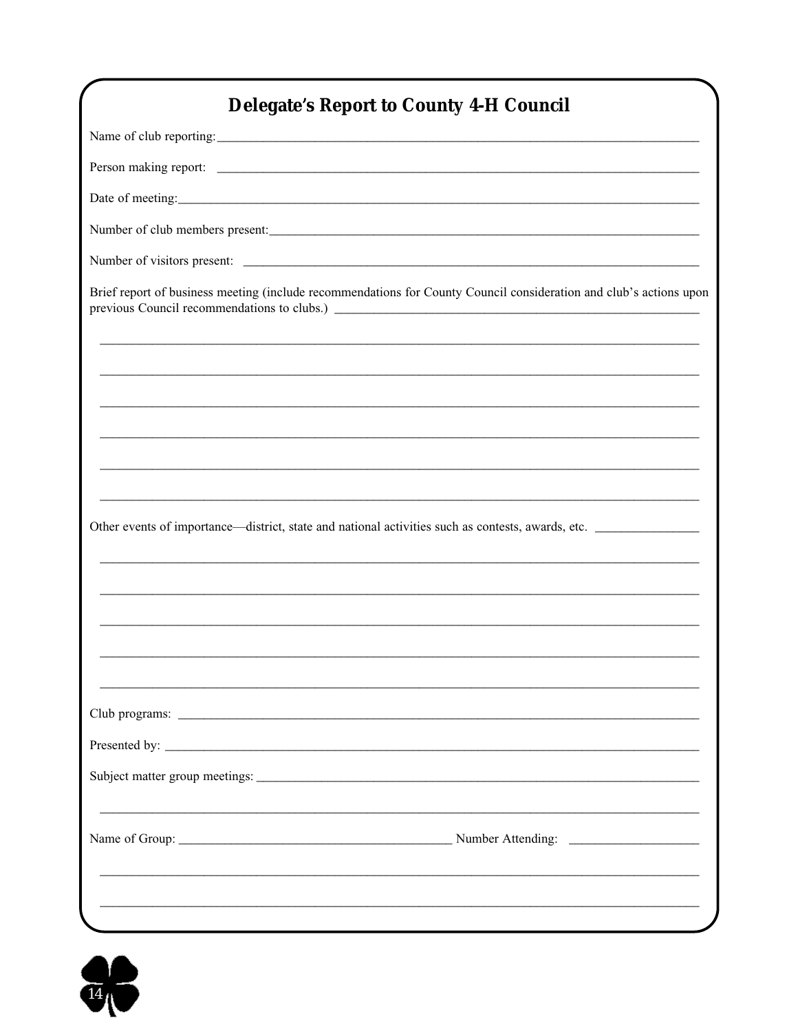# Delegate's Report to County 4-H Council

Name of club reporting: ______________________________________________________________

Person making report: ______________________________________________________________

Date of meeting: ______________________________________________________________

Number of club members present: ______________________________________________________________

Number of visitors present: ______________________________________________________________

Brief report of business meeting (include recommendations for County Council consideration and club's actions upon previous Council recommendations to clubs.) ______________________________________________________________

______________________________________________________________

______________________________________________________________

______________________________________________________________

______________________________________________________________

______________________________________________________________

______________________________________________________________

Other events of importance—district, state and national activities such as contests, awards, etc. ________________

______________________________________________________________

______________________________________________________________

______________________________________________________________

______________________________________________________________

______________________________________________________________

Club programs: ______________________________________________________________

Presented by: ______________________________________________________________

Subject matter group meetings: ______________________________________________________________

______________________________________________________________

Name of Group: __________________________________ Number Attending: ________________

______________________________________________________________

______________________________________________________________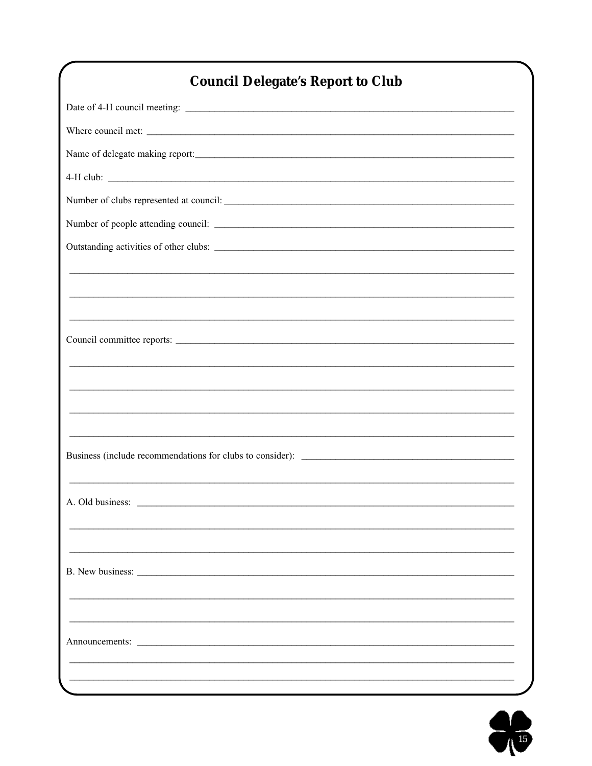## Council Delegate's Report to Club

Date of 4-H council meeting: ______________________________________________

Where council met: ______________________________________________

Name of delegate making report: ______________________________________________

4-H club: ______________________________________________

Number of clubs represented at council: ______________________________________________

Number of people attending council: ______________________________________________

Outstanding activities of other clubs: ______________________________________________

______________________________________________

______________________________________________

______________________________________________

Council committee reports: ______________________________________________

______________________________________________

______________________________________________

______________________________________________

______________________________________________

Business (include recommendations for clubs to consider): ______________________________________________

______________________________________________

A. Old business: ______________________________________________

______________________________________________

______________________________________________

B. New business: ______________________________________________

______________________________________________

______________________________________________

Announcements: ______________________________________________

______________________________________________

______________________________________________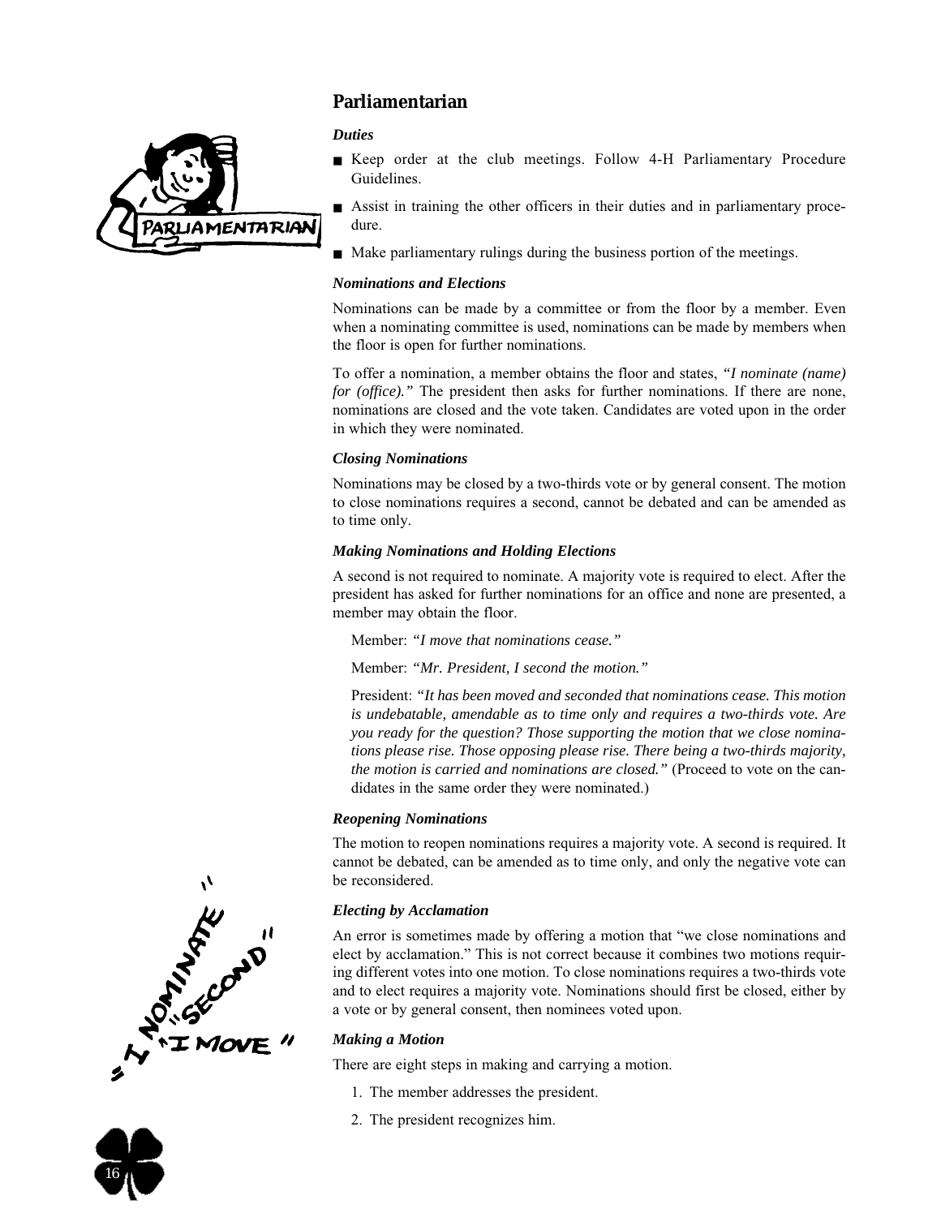## Parliamentarian

### *Duties*

- Keep order at the club meetings. Follow 4-H Parliamentary Procedure Guidelines.
- Assist in training the other officers in their duties and in parliamentary procedure.
- Make parliamentary rulings during the business portion of the meetings.

### *Nominations and Elections*

Nominations can be made by a committee or from the floor by a member. Even when a nominating committee is used, nominations can be made by members when the floor is open for further nominations.

To offer a nomination, a member obtains the floor and states, *"I nominate (name) for (office)."* The president then asks for further nominations. If there are none, nominations are closed and the vote taken. Candidates are voted upon in the order in which they were nominated.

### *Closing Nominations*

Nominations may be closed by a two-thirds vote or by general consent. The motion to close nominations requires a second, cannot be debated and can be amended as to time only.

### *Making Nominations and Holding Elections*

A second is not required to nominate. A majority vote is required to elect. After the president has asked for further nominations for an office and none are presented, a member may obtain the floor.

Member: *"I move that nominations cease."*

Member: *"Mr. President, I second the motion."*

President: *"It has been moved and seconded that nominations cease. This motion is undebatable, amendable as to time only and requires a two-thirds vote. Are you ready for the question? Those supporting the motion that we close nominations please rise. Those opposing please rise. There being a two-thirds majority, the motion is carried and nominations are closed."* (Proceed to vote on the candidates in the same order they were nominated.)

### *Reopening Nominations*

The motion to reopen nominations requires a majority vote. A second is required. It cannot be debated, can be amended as to time only, and only the negative vote can be reconsidered.

### *Electing by Acclamation*

An error is sometimes made by offering a motion that "we close nominations and elect by acclamation." This is not correct because it combines two motions requiring different votes into one motion. To close nominations requires a two-thirds vote and to elect requires a majority vote. Nominations should first be closed, either by a vote or by general consent, then nominees voted upon.

### *Making a Motion*

There are eight steps in making and carrying a motion.

1. The member addresses the president.
2. The president recognizes him.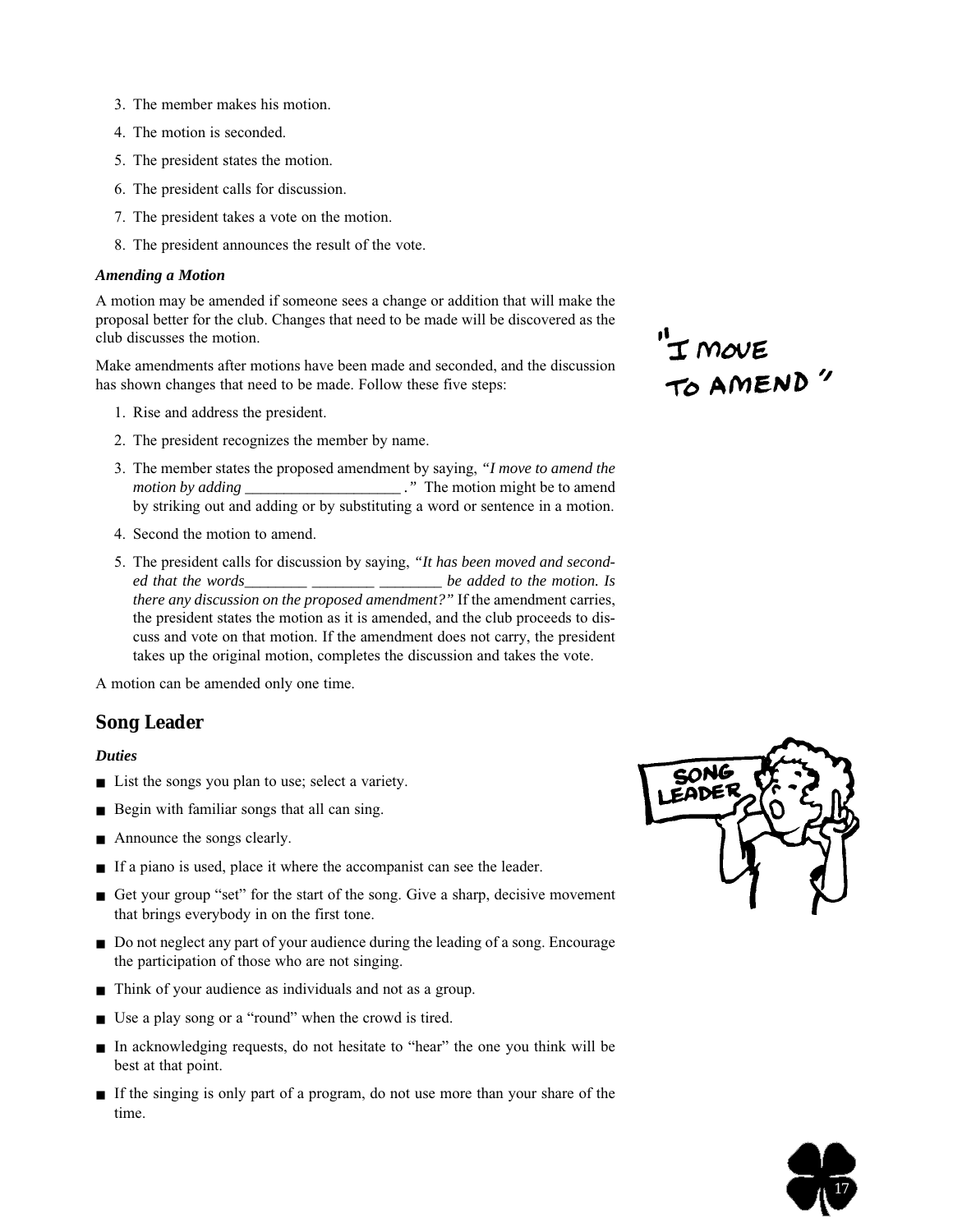3. The member makes his motion.
4. The motion is seconded.
5. The president states the motion.
6. The president calls for discussion.
7. The president takes a vote on the motion.
8. The president announces the result of the vote.

***Amending a Motion***

A motion may be amended if someone sees a change or addition that will make the proposal better for the club. Changes that need to be made will be discovered as the club discusses the motion.

Make amendments after motions have been made and seconded, and the discussion has shown changes that need to be made. Follow these five steps:

1. Rise and address the president.
2. The president recognizes the member by name.
3. The member states the proposed amendment by saying, *"I move to amend the motion by adding \_\_\_\_\_\_\_\_\_\_\_\_\_\_\_\_\_\_\_\_ ."* The motion might be to amend by striking out and adding or by substituting a word or sentence in a motion.
4. Second the motion to amend.
5. The president calls for discussion by saying, *"It has been moved and seconded that the words\_\_\_\_\_\_\_\_ \_\_\_\_\_\_\_\_ \_\_\_\_\_\_\_\_ be added to the motion. Is there any discussion on the proposed amendment?"* If the amendment carries, the president states the motion as it is amended, and the club proceeds to discuss and vote on that motion. If the amendment does not carry, the president takes up the original motion, completes the discussion and takes the vote.

A motion can be amended only one time.

"I MOVE TO AMEND"

## Song Leader

***Duties***

- List the songs you plan to use; select a variety.
- Begin with familiar songs that all can sing.
- Announce the songs clearly.
- If a piano is used, place it where the accompanist can see the leader.
- Get your group "set" for the start of the song. Give a sharp, decisive movement that brings everybody in on the first tone.
- Do not neglect any part of your audience during the leading of a song. Encourage the participation of those who are not singing.
- Think of your audience as individuals and not as a group.
- Use a play song or a "round" when the crowd is tired.
- In acknowledging requests, do not hesitate to "hear" the one you think will be best at that point.
- If the singing is only part of a program, do not use more than your share of the time.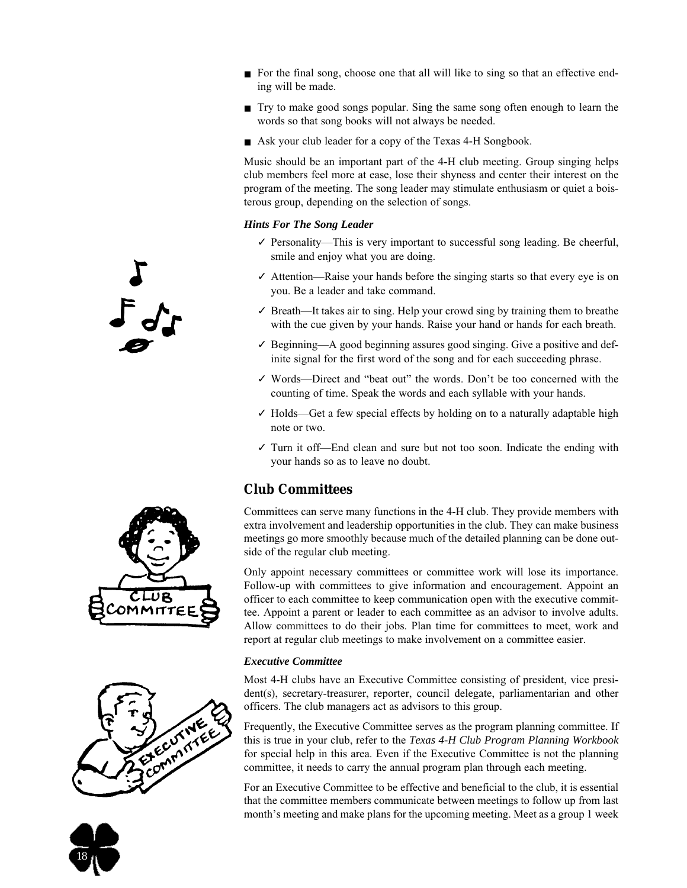- For the final song, choose one that all will like to sing so that an effective ending will be made.
- Try to make good songs popular. Sing the same song often enough to learn the words so that song books will not always be needed.
- Ask your club leader for a copy of the Texas 4-H Songbook.

Music should be an important part of the 4-H club meeting. Group singing helps club members feel more at ease, lose their shyness and center their interest on the program of the meeting. The song leader may stimulate enthusiasm or quiet a boisterous group, depending on the selection of songs.

***Hints For The Song Leader***

- ✓ Personality—This is very important to successful song leading. Be cheerful, smile and enjoy what you are doing.
- ✓ Attention—Raise your hands before the singing starts so that every eye is on you. Be a leader and take command.
- ✓ Breath—It takes air to sing. Help your crowd sing by training them to breathe with the cue given by your hands. Raise your hand or hands for each breath.
- ✓ Beginning—A good beginning assures good singing. Give a positive and definite signal for the first word of the song and for each succeeding phrase.
- ✓ Words—Direct and "beat out" the words. Don't be too concerned with the counting of time. Speak the words and each syllable with your hands.
- ✓ Holds—Get a few special effects by holding on to a naturally adaptable high note or two.
- ✓ Turn it off—End clean and sure but not too soon. Indicate the ending with your hands so as to leave no doubt.

## Club Committees

Committees can serve many functions in the 4-H club. They provide members with extra involvement and leadership opportunities in the club. They can make business meetings go more smoothly because much of the detailed planning can be done outside of the regular club meeting.

Only appoint necessary committees or committee work will lose its importance. Follow-up with committees to give information and encouragement. Appoint an officer to each committee to keep communication open with the executive committee. Appoint a parent or leader to each committee as an advisor to involve adults. Allow committees to do their jobs. Plan time for committees to meet, work and report at regular club meetings to make involvement on a committee easier.

***Executive Committee***

Most 4-H clubs have an Executive Committee consisting of president, vice president(s), secretary-treasurer, reporter, council delegate, parliamentarian and other officers. The club managers act as advisors to this group.

Frequently, the Executive Committee serves as the program planning committee. If this is true in your club, refer to the *Texas 4-H Club Program Planning Workbook* for special help in this area. Even if the Executive Committee is not the planning committee, it needs to carry the annual program plan through each meeting.

For an Executive Committee to be effective and beneficial to the club, it is essential that the committee members communicate between meetings to follow up from last month's meeting and make plans for the upcoming meeting. Meet as a group 1 week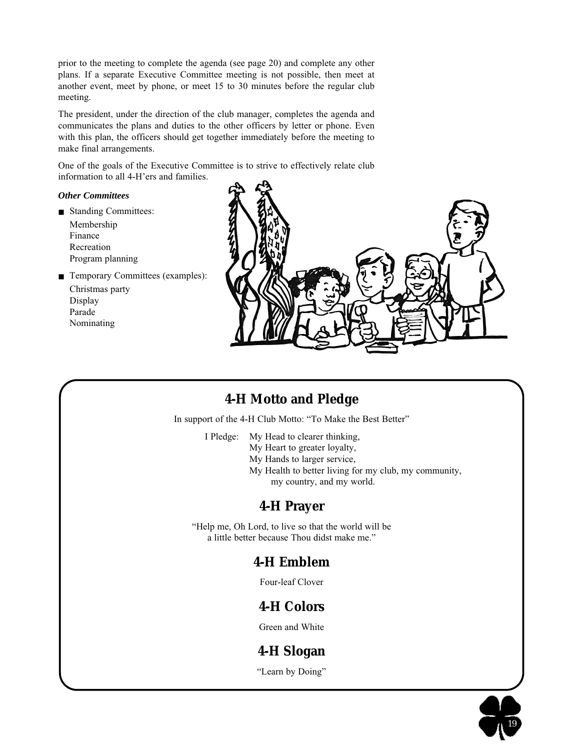prior to the meeting to complete the agenda (see page 20) and complete any other plans. If a separate Executive Committee meeting is not possible, then meet at another event, meet by phone, or meet 15 to 30 minutes before the regular club meeting.

The president, under the direction of the club manager, completes the agenda and communicates the plans and duties to the other officers by letter or phone. Even with this plan, the officers should get together immediately before the meeting to make final arrangements.

One of the goals of the Executive Committee is to strive to effectively relate club information to all 4-H'ers and families.

***Other Committees***

- Standing Committees:
  - Membership
  - Finance
  - Recreation
  - Program planning
- Temporary Committees (examples):
  - Christmas party
  - Display
  - Parade
  - Nominating

## 4-H Motto and Pledge

In support of the 4-H Club Motto: "To Make the Best Better"

I Pledge: My Head to clearer thinking,
My Heart to greater loyalty,
My Hands to larger service,
My Health to better living for my club, my community, my country, and my world.

## 4-H Prayer

"Help me, Oh Lord, to live so that the world will be a little better because Thou didst make me."

## 4-H Emblem

Four-leaf Clover

## 4-H Colors

Green and White

## 4-H Slogan

"Learn by Doing"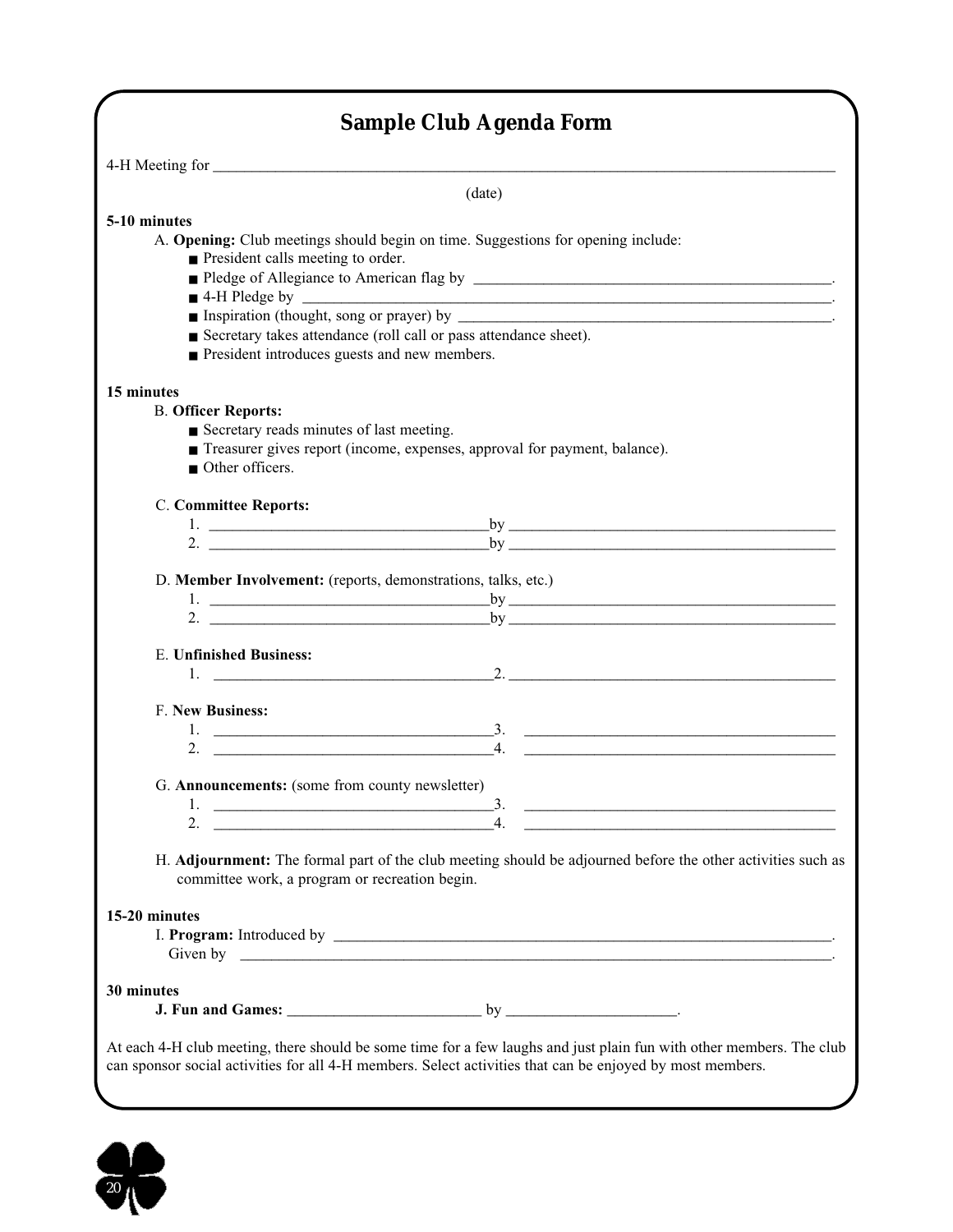# Sample Club Agenda Form

4-H Meeting for ______________________________________________

(date)

**5-10 minutes**

A. **Opening:** Club meetings should begin on time. Suggestions for opening include:

- President calls meeting to order.
- Pledge of Allegiance to American flag by ______________________________.
- 4-H Pledge by ______________________________.
- Inspiration (thought, song or prayer) by ______________________________.
- Secretary takes attendance (roll call or pass attendance sheet).
- President introduces guests and new members.

**15 minutes**

B. **Officer Reports:**

- Secretary reads minutes of last meeting.
- Treasurer gives report (income, expenses, approval for payment, balance).
- Other officers.

C. **Committee Reports:**

1. ______________________ by ______________________
2. ______________________ by ______________________

D. **Member Involvement:** (reports, demonstrations, talks, etc.)

1. ______________________ by ______________________
2. ______________________ by ______________________

E. **Unfinished Business:**

1. ______________________ 2. ______________________

F. **New Business:**

1. ______________________ 3. ______________________
2. ______________________ 4. ______________________

G. **Announcements:** (some from county newsletter)

1. ______________________ 3. ______________________
2. ______________________ 4. ______________________

H. **Adjournment:** The formal part of the club meeting should be adjourned before the other activities such as committee work, a program or recreation begin.

**15-20 minutes**

I. **Program:** Introduced by ______________________________.
Given by ______________________________.

**30 minutes**

**J. Fun and Games:** ______________________ by ______________________.

At each 4-H club meeting, there should be some time for a few laughs and just plain fun with other members. The club can sponsor social activities for all 4-H members. Select activities that can be enjoyed by most members.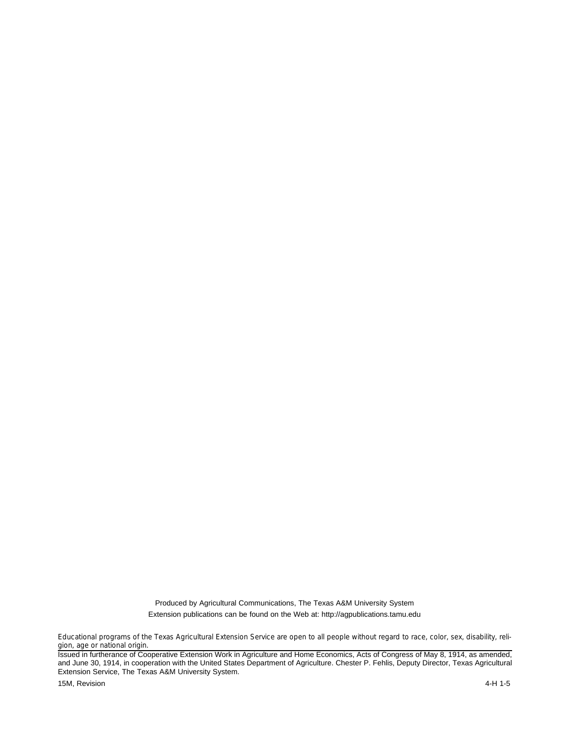Produced by Agricultural Communications, The Texas A&M University System

Extension publications can be found on the Web at: http://agpublications.tamu.edu

Educational programs of the Texas Agricultural Extension Service are open to all people without regard to race, color, sex, disability, religion, age or national origin.

Issued in furtherance of Cooperative Extension Work in Agriculture and Home Economics, Acts of Congress of May 8, 1914, as amended, and June 30, 1914, in cooperation with the United States Department of Agriculture. Chester P. Fehlis, Deputy Director, Texas Agricultural Extension Service, The Texas A&M University System.

15M, Revision

4-H 1-5